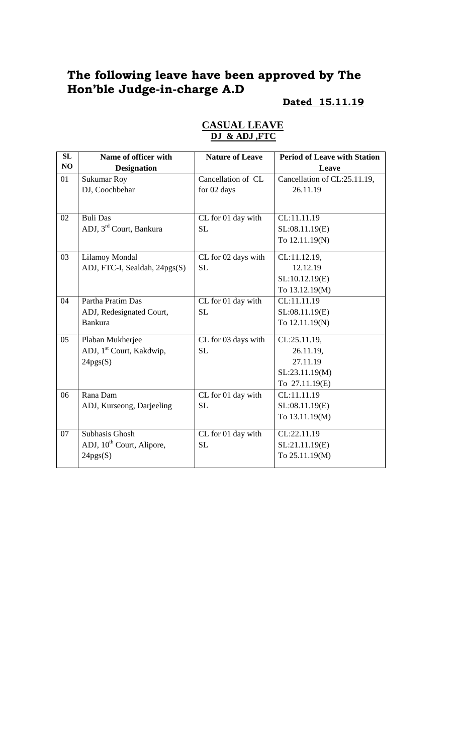# The following leave have been approved by The Hon'ble Judge-in-charge A.D

**Dated 15.11.19**

## CASUAL LEAVE

**DJ & ADJ ,FTC**

| SL NO | Name of officer with Designation | Nature of Leave | Period of Leave with Station Leave |
|---|---|---|---|
| 01 | Sukumar Roy<br>DJ, Coochbehar | Cancellation of CL for 02 days | Cancellation of CL:25.11.19, 26.11.19 |
| 02 | Buli Das<br>ADJ, 3rd Court, Bankura | CL for 01 day with SL | CL:11.11.19<br>SL:08.11.19(E)<br>To 12.11.19(N) |
| 03 | Lilamoy Mondal<br>ADJ, FTC-I, Sealdah, 24pgs(S) | CL for 02 days with SL | CL:11.12.19,<br>12.12.19<br>SL:10.12.19(E)<br>To 13.12.19(M) |
| 04 | Partha Pratim Das<br>ADJ, Redesignated Court, Bankura | CL for 01 day with SL | CL:11.11.19<br>SL:08.11.19(E)<br>To 12.11.19(N) |
| 05 | Plaban Mukherjee<br>ADJ, 1st Court, Kakdwip, 24pgs(S) | CL for 03 days with SL | CL:25.11.19,<br>26.11.19,<br>27.11.19<br>SL:23.11.19(M)<br>To 27.11.19(E) |
| 06 | Rana Dam<br>ADJ, Kurseong, Darjeeling | CL for 01 day with SL | CL:11.11.19<br>SL:08.11.19(E)<br>To 13.11.19(M) |
| 07 | Subhasis Ghosh<br>ADJ, 10th Court, Alipore, 24pgs(S) | CL for 01 day with SL | CL:22.11.19<br>SL:21.11.19(E)<br>To 25.11.19(M) |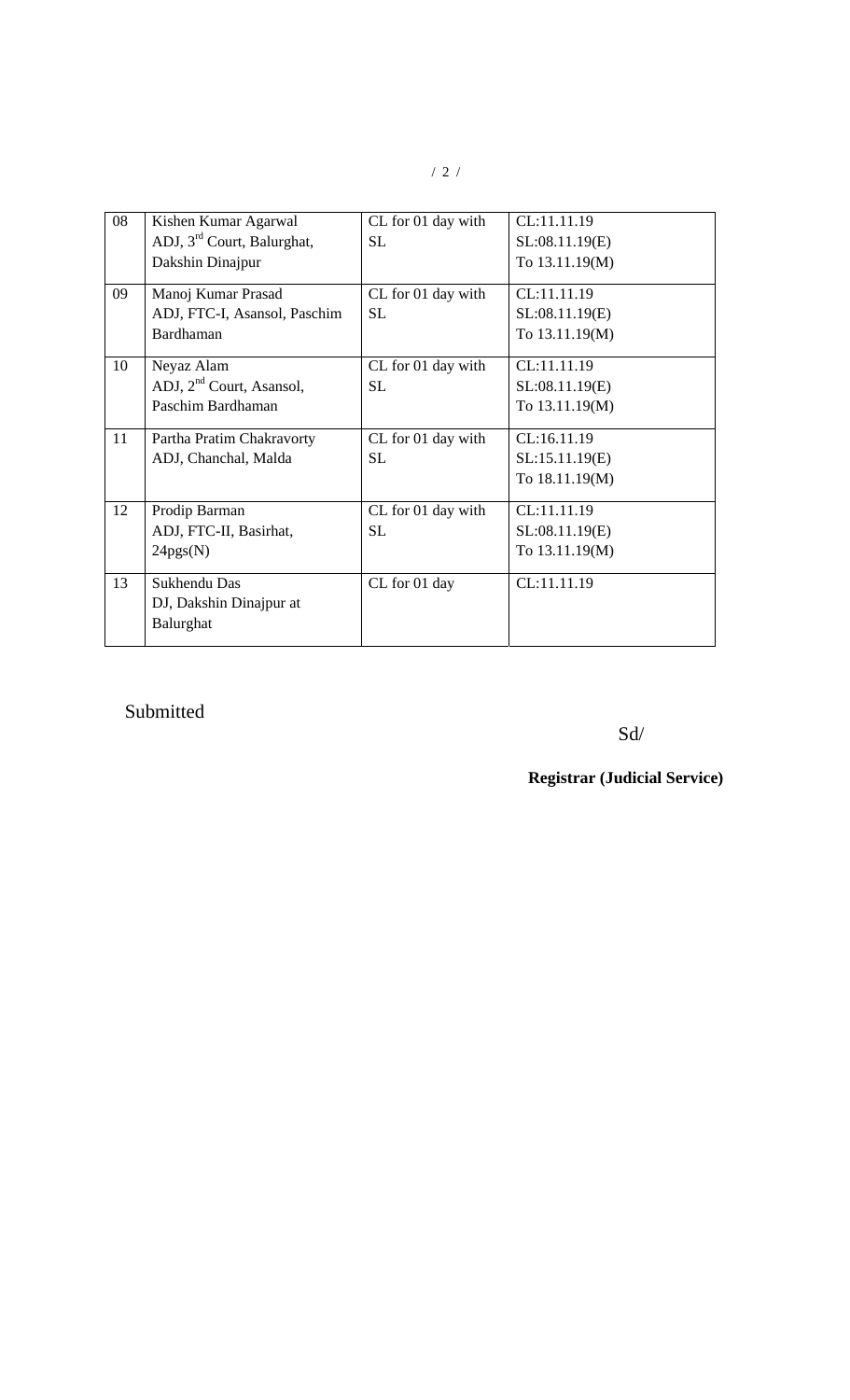| 08 | Kishen Kumar Agarwal ADJ, 3rd Court, Balurghat, Dakshin Dinajpur | CL for 01 day with SL | CL:11.11.19 SL:08.11.19(E) To 13.11.19(M) |
|---|---|---|---|
| 09 | Manoj Kumar Prasad ADJ, FTC-I, Asansol, Paschim Bardhaman | CL for 01 day with SL | CL:11.11.19 SL:08.11.19(E) To 13.11.19(M) |
| 10 | Neyaz Alam ADJ, 2nd Court, Asansol, Paschim Bardhaman | CL for 01 day with SL | CL:11.11.19 SL:08.11.19(E) To 13.11.19(M) |
| 11 | Partha Pratim Chakravorty ADJ, Chanchal, Malda | CL for 01 day with SL | CL:16.11.19 SL:15.11.19(E) To 18.11.19(M) |
| 12 | Prodip Barman ADJ, FTC-II, Basirhat, 24pgs(N) | CL for 01 day with SL | CL:11.11.19 SL:08.11.19(E) To 13.11.19(M) |
| 13 | Sukhendu Das DJ, Dakshin Dinajpur at Balurghat | CL for 01 day | CL:11.11.19 |

Submitted

Sd/

**Registrar (Judicial Service)**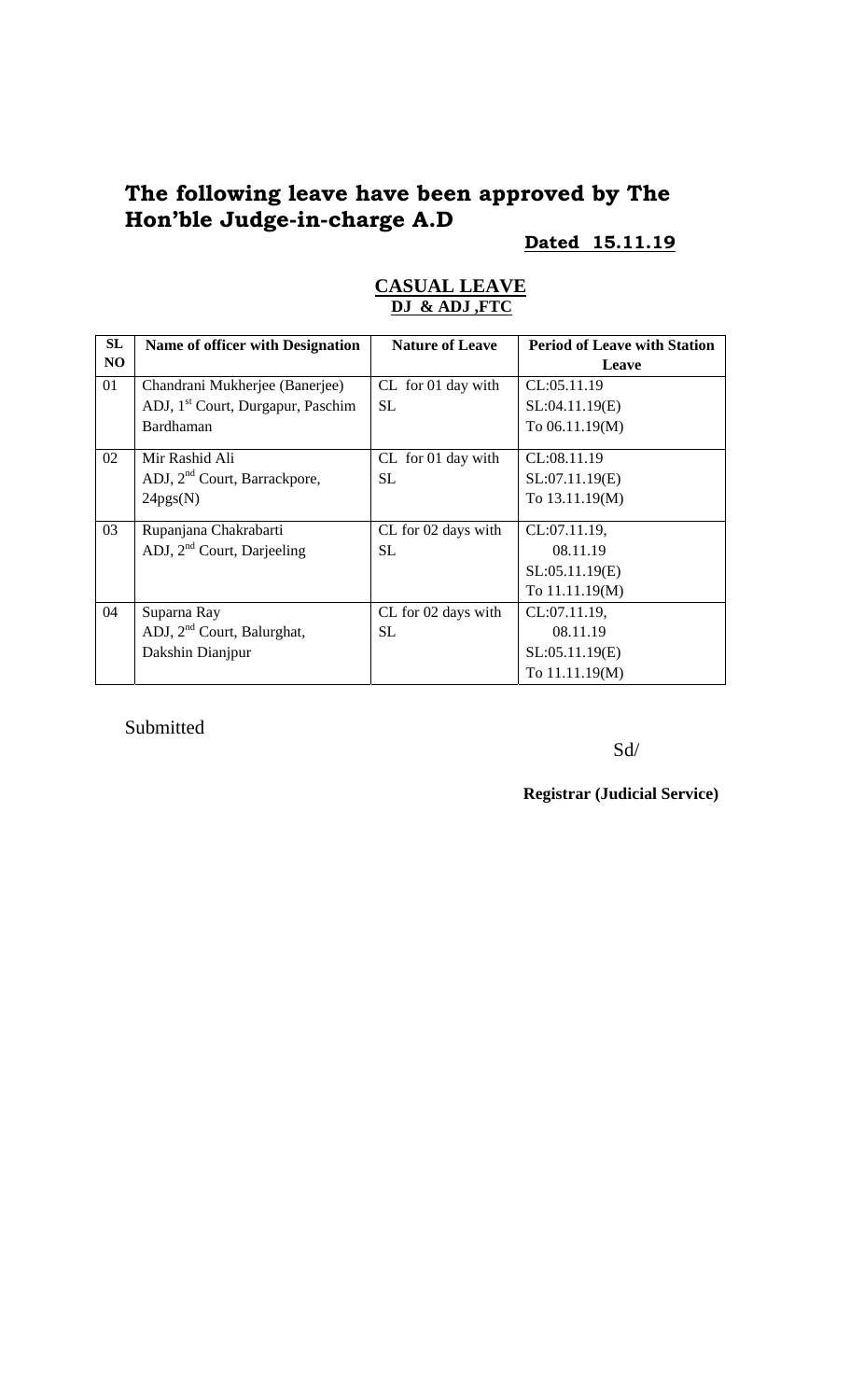# The following leave have been approved by The Hon'ble Judge-in-charge A.D

**Dated 15.11.19**

## CASUAL LEAVE

**DJ & ADJ ,FTC**

| SL NO | Name of officer with Designation | Nature of Leave | Period of Leave with Station Leave |
|---|---|---|---|
| 01 | Chandrani Mukherjee (Banerjee)<br>ADJ, 1st Court, Durgapur, Paschim Bardhaman | CL for 01 day with SL | CL:05.11.19<br>SL:04.11.19(E)<br>To 06.11.19(M) |
| 02 | Mir Rashid Ali<br>ADJ, 2nd Court, Barrackpore, 24pgs(N) | CL for 01 day with SL | CL:08.11.19<br>SL:07.11.19(E)<br>To 13.11.19(M) |
| 03 | Rupanjana Chakrabarti<br>ADJ, 2nd Court, Darjeeling | CL for 02 days with SL | CL:07.11.19,<br>08.11.19<br>SL:05.11.19(E)<br>To 11.11.19(M) |
| 04 | Suparna Ray<br>ADJ, 2nd Court, Balurghat, Dakshin Dianjpur | CL for 02 days with SL | CL:07.11.19,<br>08.11.19<br>SL:05.11.19(E)<br>To 11.11.19(M) |

Submitted

Sd/

**Registrar (Judicial Service)**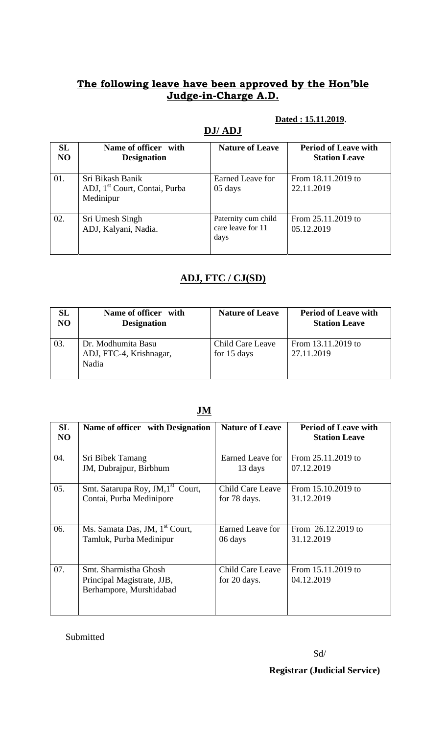## **The following leave have been approved by the Hon'ble Judge-in-Charge A.D.**

**Dated : 15.11.2019.**

### **DJ/ ADJ**

| SL NO | Name of officer with Designation | Nature of Leave | Period of Leave with Station Leave |
|---|---|---|---|
| 01. | Sri Bikash Banik<br>ADJ, 1st Court, Contai, Purba Medinipur | Earned Leave for 05 days | From 18.11.2019 to 22.11.2019 |
| 02. | Sri Umesh Singh<br>ADJ, Kalyani, Nadia. | Paternity cum child care leave for 11 days | From 25.11.2019 to 05.12.2019 |

### **ADJ, FTC / CJ(SD)**

| SL NO | Name of officer with Designation | Nature of Leave | Period of Leave with Station Leave |
|---|---|---|---|
| 03. | Dr. Modhumita Basu<br>ADJ, FTC-4, Krishnagar, Nadia | Child Care Leave for 15 days | From 13.11.2019 to 27.11.2019 |

### **JM**

| SL NO | Name of officer with Designation | Nature of Leave | Period of Leave with Station Leave |
|---|---|---|---|
| 04. | Sri Bibek Tamang<br>JM, Dubrajpur, Birbhum | Earned Leave for 13 days | From 25.11.2019 to 07.12.2019 |
| 05. | Smt. Satarupa Roy, JM,1st Court, Contai, Purba Medinipore | Child Care Leave for 78 days. | From 15.10.2019 to 31.12.2019 |
| 06. | Ms. Samata Das, JM, 1st Court, Tamluk, Purba Medinipur | Earned Leave for 06 days | From 26.12.2019 to 31.12.2019 |
| 07. | Smt. Sharmistha Ghosh<br>Principal Magistrate, JJB, Berhampore, Murshidabad | Child Care Leave for 20 days. | From 15.11.2019 to 04.12.2019 |

Submitted

Sd/

**Registrar (Judicial Service)**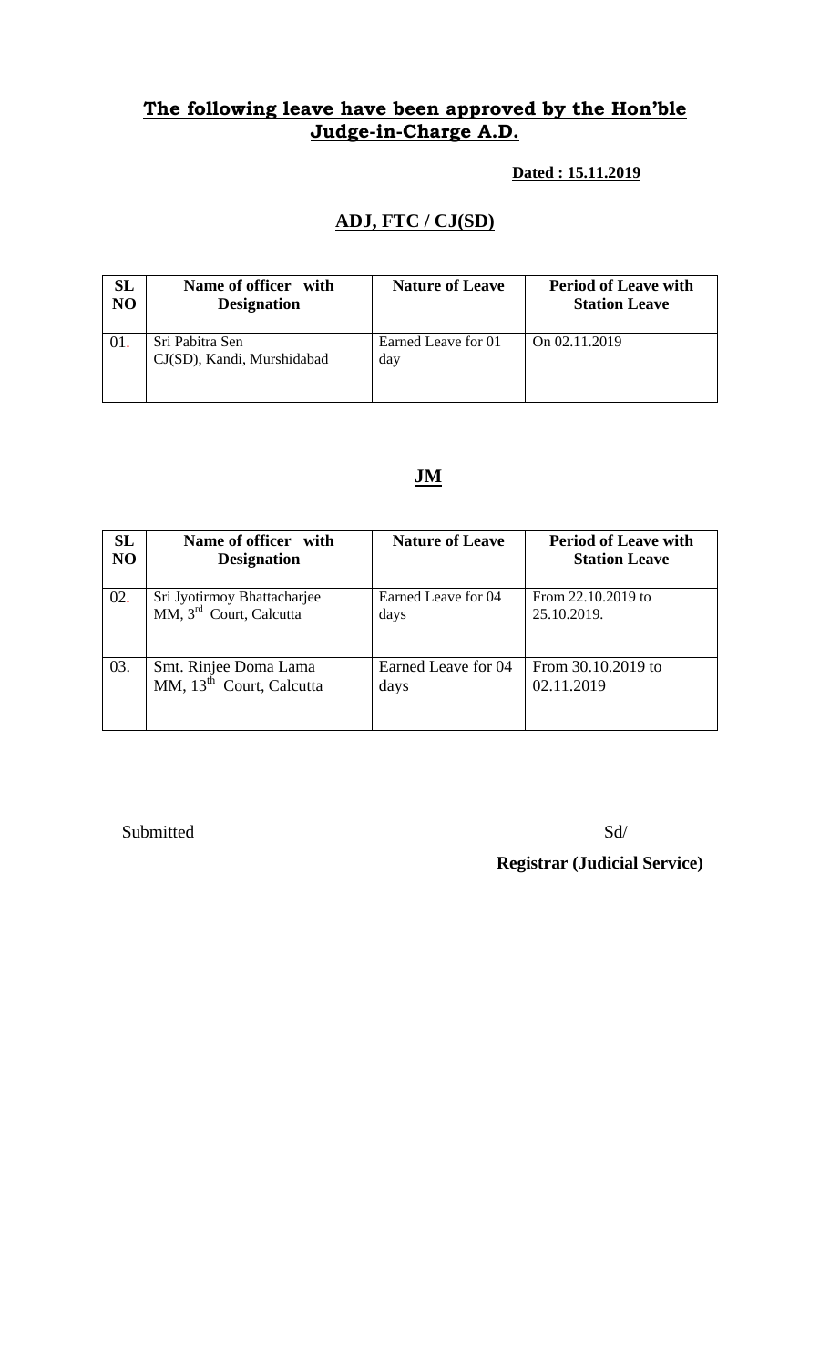## **The following leave have been approved by the Hon'ble Judge-in-Charge A.D.**

**Dated : 15.11.2019**

## **ADJ, FTC / CJ(SD)**

| SL NO | Name of officer with Designation | Nature of Leave | Period of Leave with Station Leave |
|---|---|---|---|
| 01. | Sri Pabitra Sen CJ(SD), Kandi, Murshidabad | Earned Leave for 01 day | On 02.11.2019 |

## **JM**

| SL NO | Name of officer with Designation | Nature of Leave | Period of Leave with Station Leave |
|---|---|---|---|
| 02. | Sri Jyotirmoy Bhattacharjee MM, 3rd Court, Calcutta | Earned Leave for 04 days | From 22.10.2019 to 25.10.2019. |
| 03. | Smt. Rinjee Doma Lama MM, 13th Court, Calcutta | Earned Leave for 04 days | From 30.10.2019 to 02.11.2019 |

Submitted

Sd/

**Registrar (Judicial Service)**